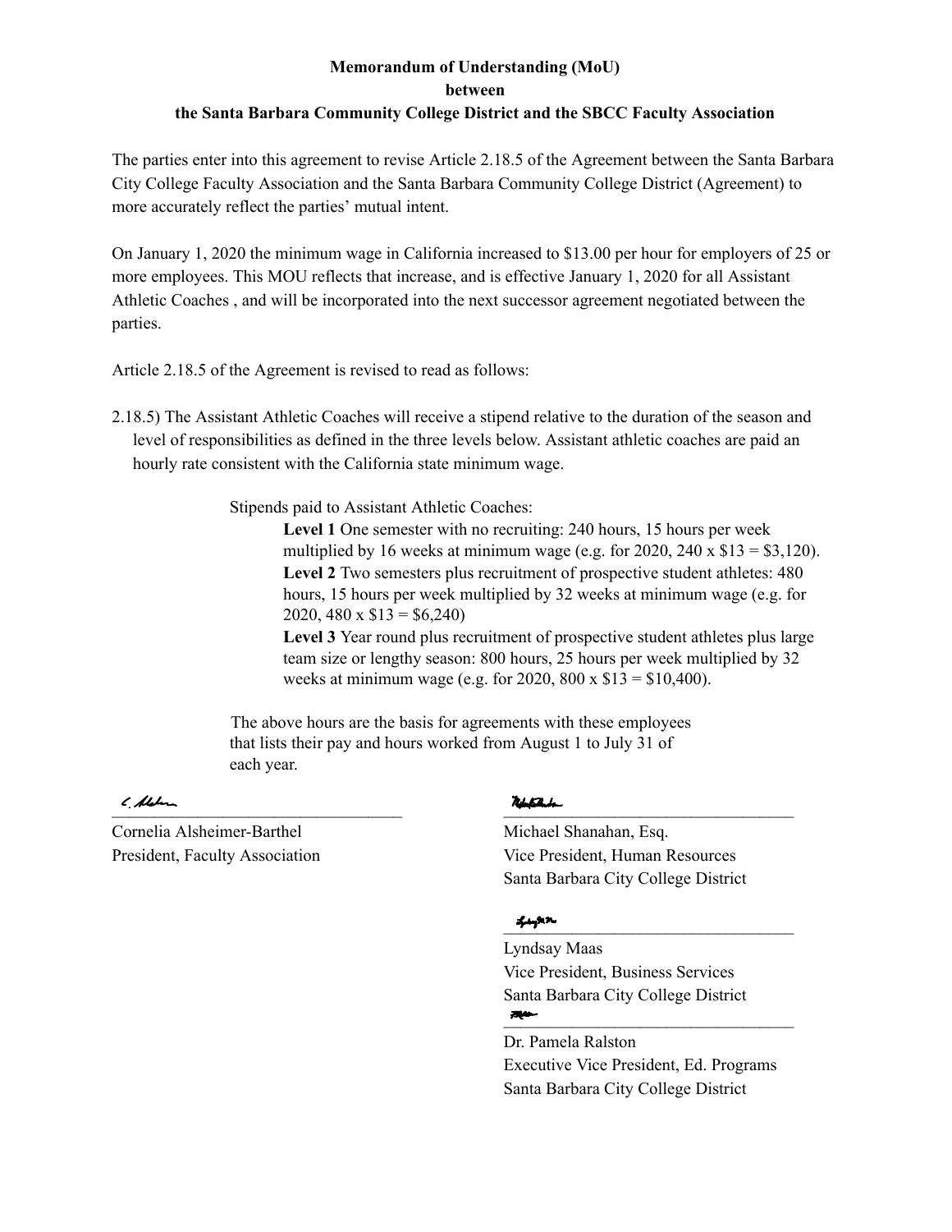**Memorandum of Understanding (MoU)**
**between**
**the Santa Barbara Community College District and the SBCC Faculty Association**

The parties enter into this agreement to revise Article 2.18.5 of the Agreement between the Santa Barbara City College Faculty Association and the Santa Barbara Community College District (Agreement) to more accurately reflect the parties' mutual intent.

On January 1, 2020 the minimum wage in California increased to $13.00 per hour for employers of 25 or more employees. This MOU reflects that increase, and is effective January 1, 2020 for all Assistant Athletic Coaches , and will be incorporated into the next successor agreement negotiated between the parties.

Article 2.18.5 of the Agreement is revised to read as follows:

2.18.5) The Assistant Athletic Coaches will receive a stipend relative to the duration of the season and level of responsibilities as defined in the three levels below. Assistant athletic coaches are paid an hourly rate consistent with the California state minimum wage.

Stipends paid to Assistant Athletic Coaches:

**Level 1** One semester with no recruiting: 240 hours, 15 hours per week multiplied by 16 weeks at minimum wage (e.g. for 2020, 240 x $13 = $3,120).

**Level 2** Two semesters plus recruitment of prospective student athletes: 480 hours, 15 hours per week multiplied by 32 weeks at minimum wage (e.g. for 2020, 480 x $13 = $6,240)

**Level 3** Year round plus recruitment of prospective student athletes plus large team size or lengthy season: 800 hours, 25 hours per week multiplied by 32 weeks at minimum wage (e.g. for 2020, 800 x $13 = $10,400).

The above hours are the basis for agreements with these employees that lists their pay and hours worked from August 1 to July 31 of each year.

\_\_\_\_\_\_\_\_\_\_\_\_\_\_\_\_\_\_\_\_\_\_\_\_\_\_\_\_\_\_
Cornelia Alsheimer-Barthel
President, Faculty Association

\_\_\_\_\_\_\_\_\_\_\_\_\_\_\_\_\_\_\_\_\_\_\_\_\_\_\_\_\_\_
Michael Shanahan, Esq.
Vice President, Human Resources
Santa Barbara City College District

\_\_\_\_\_\_\_\_\_\_\_\_\_\_\_\_\_\_\_\_\_\_\_\_\_\_\_\_\_\_
Lyndsay Maas
Vice President, Business Services
Santa Barbara City College District

\_\_\_\_\_\_\_\_\_\_\_\_\_\_\_\_\_\_\_\_\_\_\_\_\_\_\_\_\_\_
Dr. Pamela Ralston
Executive Vice President, Ed. Programs
Santa Barbara City College District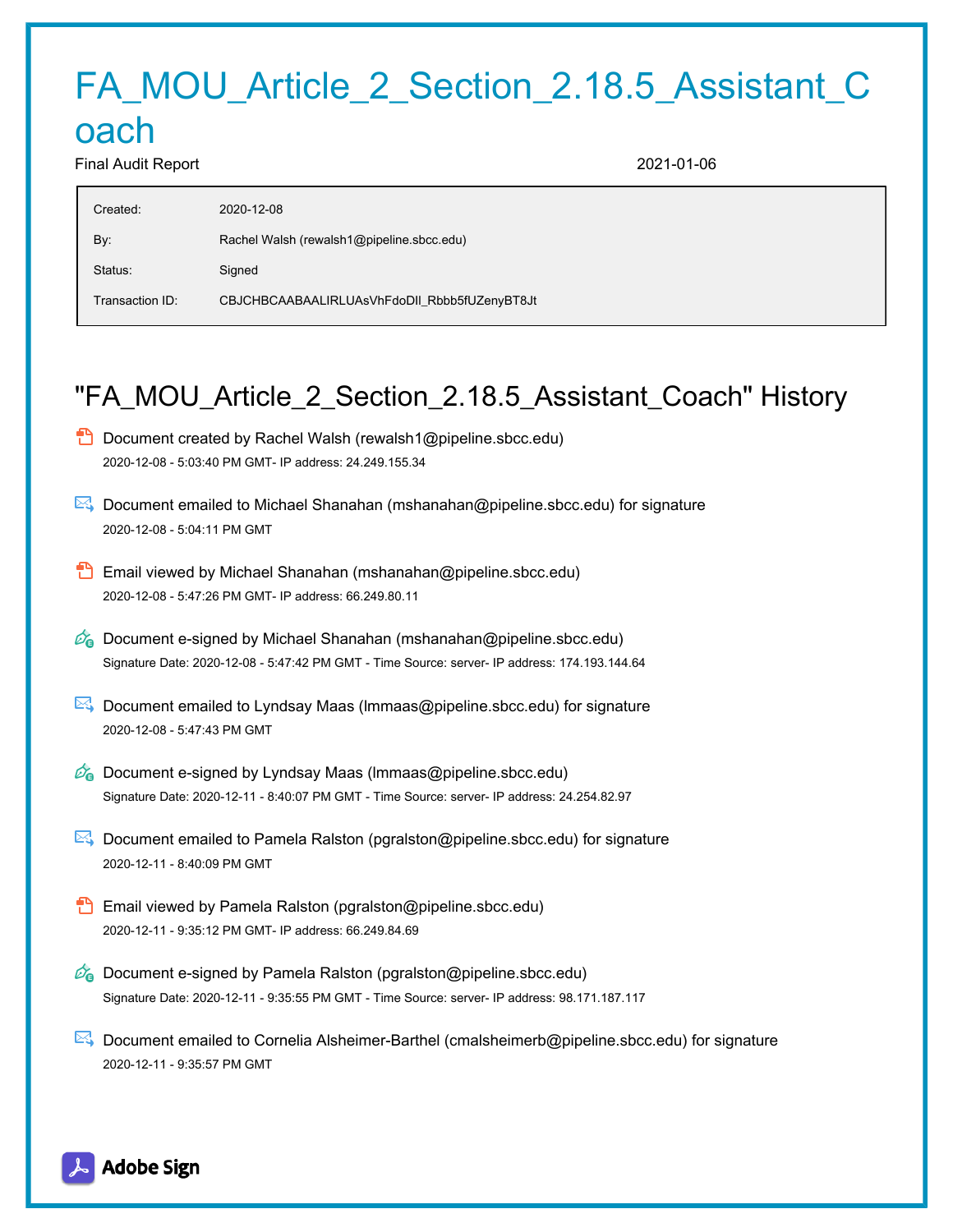# FA_MOU_Article_2_Section_2.18.5_Assistant_Coach

Final Audit Report 2021-01-06

| | |
|---|---|
| Created: | 2020-12-08 |
| By: | Rachel Walsh (rewalsh1@pipeline.sbcc.edu) |
| Status: | Signed |
| Transaction ID: | CBJCHBCAABAALIRLUAsVhFdoDlI_Rbbb5fUZenyBT8Jt |

## "FA_MOU_Article_2_Section_2.18.5_Assistant_Coach" History

- Document created by Rachel Walsh (rewalsh1@pipeline.sbcc.edu)
  2020-12-08 - 5:03:40 PM GMT- IP address: 24.249.155.34

- Document emailed to Michael Shanahan (mshanahan@pipeline.sbcc.edu) for signature
  2020-12-08 - 5:04:11 PM GMT

- Email viewed by Michael Shanahan (mshanahan@pipeline.sbcc.edu)
  2020-12-08 - 5:47:26 PM GMT- IP address: 66.249.80.11

- Document e-signed by Michael Shanahan (mshanahan@pipeline.sbcc.edu)
  Signature Date: 2020-12-08 - 5:47:42 PM GMT - Time Source: server- IP address: 174.193.144.64

- Document emailed to Lyndsay Maas (lmmaas@pipeline.sbcc.edu) for signature
  2020-12-08 - 5:47:43 PM GMT

- Document e-signed by Lyndsay Maas (lmmaas@pipeline.sbcc.edu)
  Signature Date: 2020-12-11 - 8:40:07 PM GMT - Time Source: server- IP address: 24.254.82.97

- Document emailed to Pamela Ralston (pgralston@pipeline.sbcc.edu) for signature
  2020-12-11 - 8:40:09 PM GMT

- Email viewed by Pamela Ralston (pgralston@pipeline.sbcc.edu)
  2020-12-11 - 9:35:12 PM GMT- IP address: 66.249.84.69

- Document e-signed by Pamela Ralston (pgralston@pipeline.sbcc.edu)
  Signature Date: 2020-12-11 - 9:35:55 PM GMT - Time Source: server- IP address: 98.171.187.117

- Document emailed to Cornelia Alsheimer-Barthel (cmalsheimerb@pipeline.sbcc.edu) for signature
  2020-12-11 - 9:35:57 PM GMT

Adobe Sign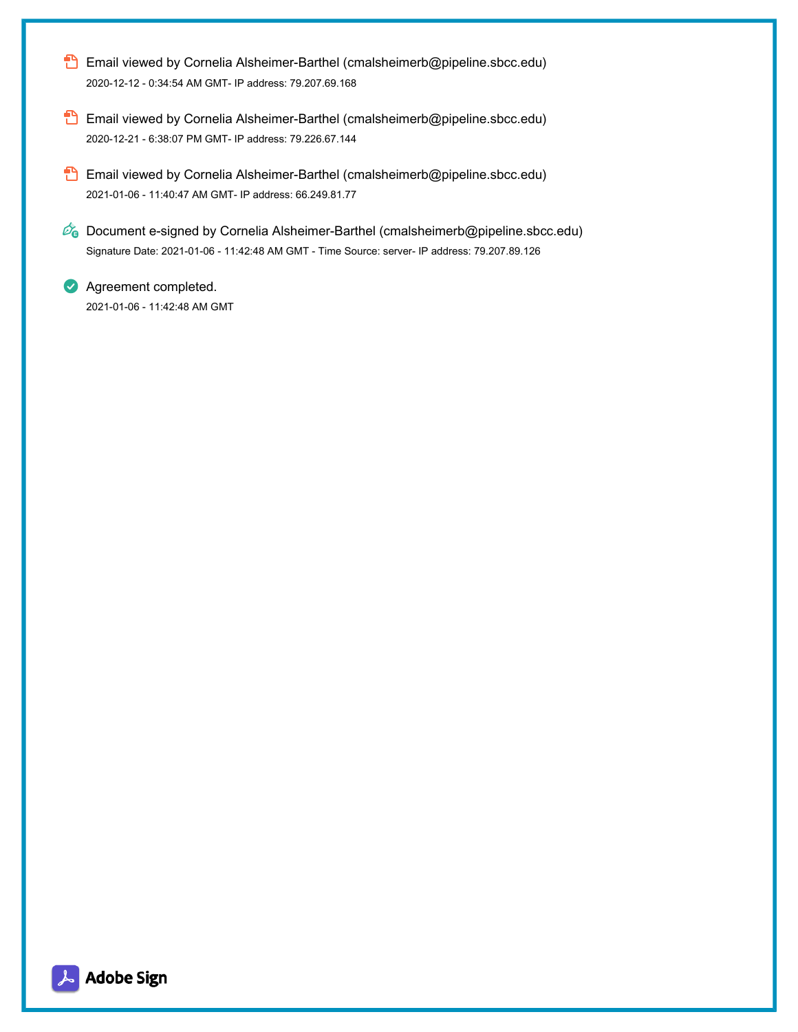Email viewed by Cornelia Alsheimer-Barthel (cmalsheimerb@pipeline.sbcc.edu)

2020-12-12 - 0:34:54 AM GMT- IP address: 79.207.69.168

Email viewed by Cornelia Alsheimer-Barthel (cmalsheimerb@pipeline.sbcc.edu)

2020-12-21 - 6:38:07 PM GMT- IP address: 79.226.67.144

Email viewed by Cornelia Alsheimer-Barthel (cmalsheimerb@pipeline.sbcc.edu)

2021-01-06 - 11:40:47 AM GMT- IP address: 66.249.81.77

Document e-signed by Cornelia Alsheimer-Barthel (cmalsheimerb@pipeline.sbcc.edu)

Signature Date: 2021-01-06 - 11:42:48 AM GMT - Time Source: server- IP address: 79.207.89.126

Agreement completed.

2021-01-06 - 11:42:48 AM GMT

Adobe Sign